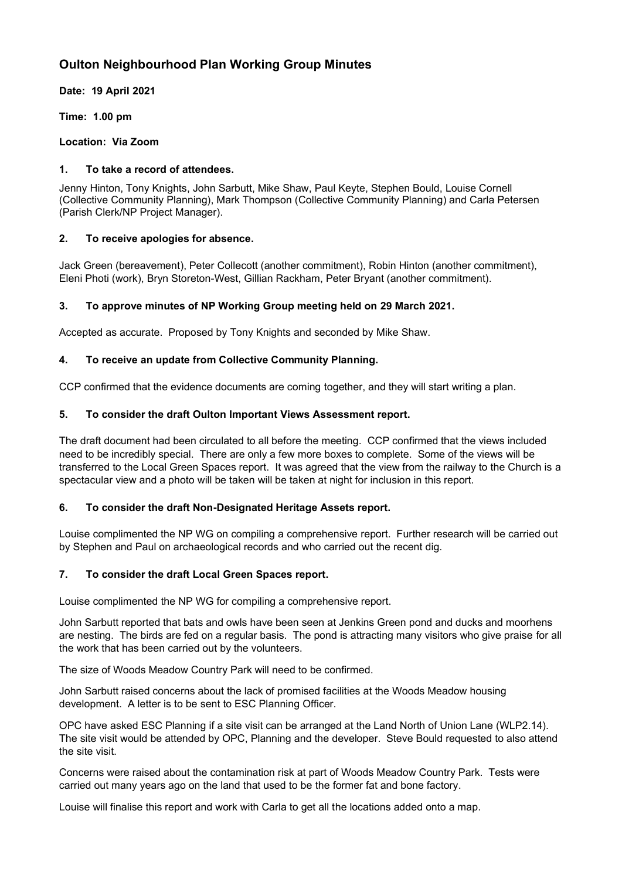# Oulton Neighbourhood Plan Working Group Minutes

**Date: 19 April 2021**

**Time: 1.00 pm**

**Location: Via Zoom**

### 1. To take a record of attendees.

Jenny Hinton, Tony Knights, John Sarbutt, Mike Shaw, Paul Keyte, Stephen Bould, Louise Cornell (Collective Community Planning), Mark Thompson (Collective Community Planning) and Carla Petersen (Parish Clerk/NP Project Manager).

### 2. To receive apologies for absence.

Jack Green (bereavement), Peter Collecott (another commitment), Robin Hinton (another commitment), Eleni Photi (work), Bryn Storeton-West, Gillian Rackham, Peter Bryant (another commitment).

### 3. To approve minutes of NP Working Group meeting held on 29 March 2021.

Accepted as accurate. Proposed by Tony Knights and seconded by Mike Shaw.

### 4. To receive an update from Collective Community Planning.

CCP confirmed that the evidence documents are coming together, and they will start writing a plan.

### 5. To consider the draft Oulton Important Views Assessment report.

The draft document had been circulated to all before the meeting. CCP confirmed that the views included need to be incredibly special. There are only a few more boxes to complete. Some of the views will be transferred to the Local Green Spaces report. It was agreed that the view from the railway to the Church is a spectacular view and a photo will be taken will be taken at night for inclusion in this report.

### 6. To consider the draft Non-Designated Heritage Assets report.

Louise complimented the NP WG on compiling a comprehensive report. Further research will be carried out by Stephen and Paul on archaeological records and who carried out the recent dig.

### 7. To consider the draft Local Green Spaces report.

Louise complimented the NP WG for compiling a comprehensive report.

John Sarbutt reported that bats and owls have been seen at Jenkins Green pond and ducks and moorhens are nesting. The birds are fed on a regular basis. The pond is attracting many visitors who give praise for all the work that has been carried out by the volunteers.

The size of Woods Meadow Country Park will need to be confirmed.

John Sarbutt raised concerns about the lack of promised facilities at the Woods Meadow housing development. A letter is to be sent to ESC Planning Officer.

OPC have asked ESC Planning if a site visit can be arranged at the Land North of Union Lane (WLP2.14). The site visit would be attended by OPC, Planning and the developer. Steve Bould requested to also attend the site visit.

Concerns were raised about the contamination risk at part of Woods Meadow Country Park. Tests were carried out many years ago on the land that used to be the former fat and bone factory.

Louise will finalise this report and work with Carla to get all the locations added onto a map.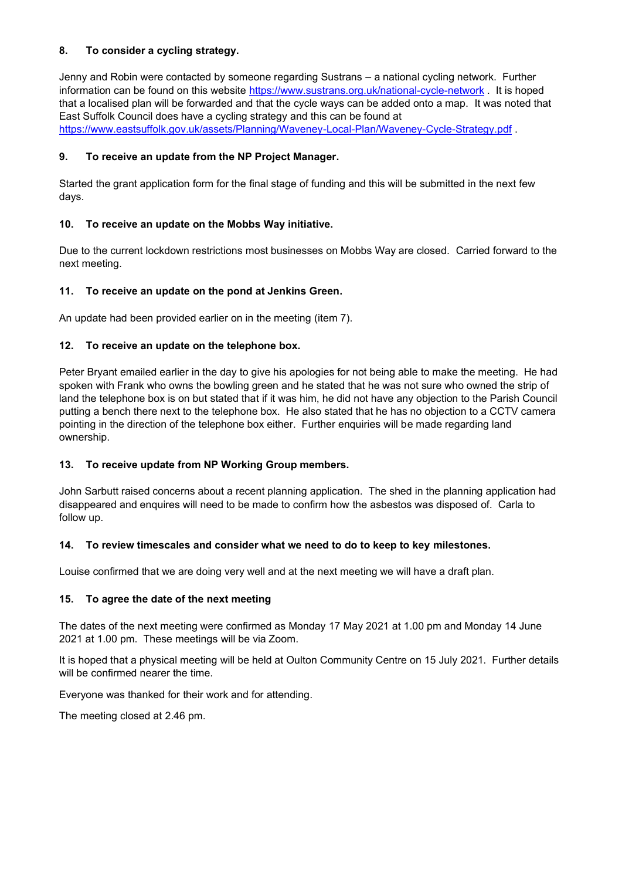### 8. To consider a cycling strategy.

Jenny and Robin were contacted by someone regarding Sustrans – a national cycling network. Further information can be found on this website https://www.sustrans.org.uk/national-cycle-network . It is hoped that a localised plan will be forwarded and that the cycle ways can be added onto a map. It was noted that East Suffolk Council does have a cycling strategy and this can be found at https://www.eastsuffolk.gov.uk/assets/Planning/Waveney-Local-Plan/Waveney-Cycle-Strategy.pdf .

### 9. To receive an update from the NP Project Manager.

Started the grant application form for the final stage of funding and this will be submitted in the next few days.

### 10. To receive an update on the Mobbs Way initiative.

Due to the current lockdown restrictions most businesses on Mobbs Way are closed. Carried forward to the next meeting.

### 11. To receive an update on the pond at Jenkins Green.

An update had been provided earlier on in the meeting (item 7).

### 12. To receive an update on the telephone box.

Peter Bryant emailed earlier in the day to give his apologies for not being able to make the meeting. He had spoken with Frank who owns the bowling green and he stated that he was not sure who owned the strip of land the telephone box is on but stated that if it was him, he did not have any objection to the Parish Council putting a bench there next to the telephone box. He also stated that he has no objection to a CCTV camera pointing in the direction of the telephone box either. Further enquiries will be made regarding land ownership.

### 13. To receive update from NP Working Group members.

John Sarbutt raised concerns about a recent planning application. The shed in the planning application had disappeared and enquires will need to be made to confirm how the asbestos was disposed of. Carla to follow up.

### 14. To review timescales and consider what we need to do to keep to key milestones.

Louise confirmed that we are doing very well and at the next meeting we will have a draft plan.

### 15. To agree the date of the next meeting

The dates of the next meeting were confirmed as Monday 17 May 2021 at 1.00 pm and Monday 14 June 2021 at 1.00 pm. These meetings will be via Zoom.

It is hoped that a physical meeting will be held at Oulton Community Centre on 15 July 2021. Further details will be confirmed nearer the time.

Everyone was thanked for their work and for attending.

The meeting closed at 2.46 pm.